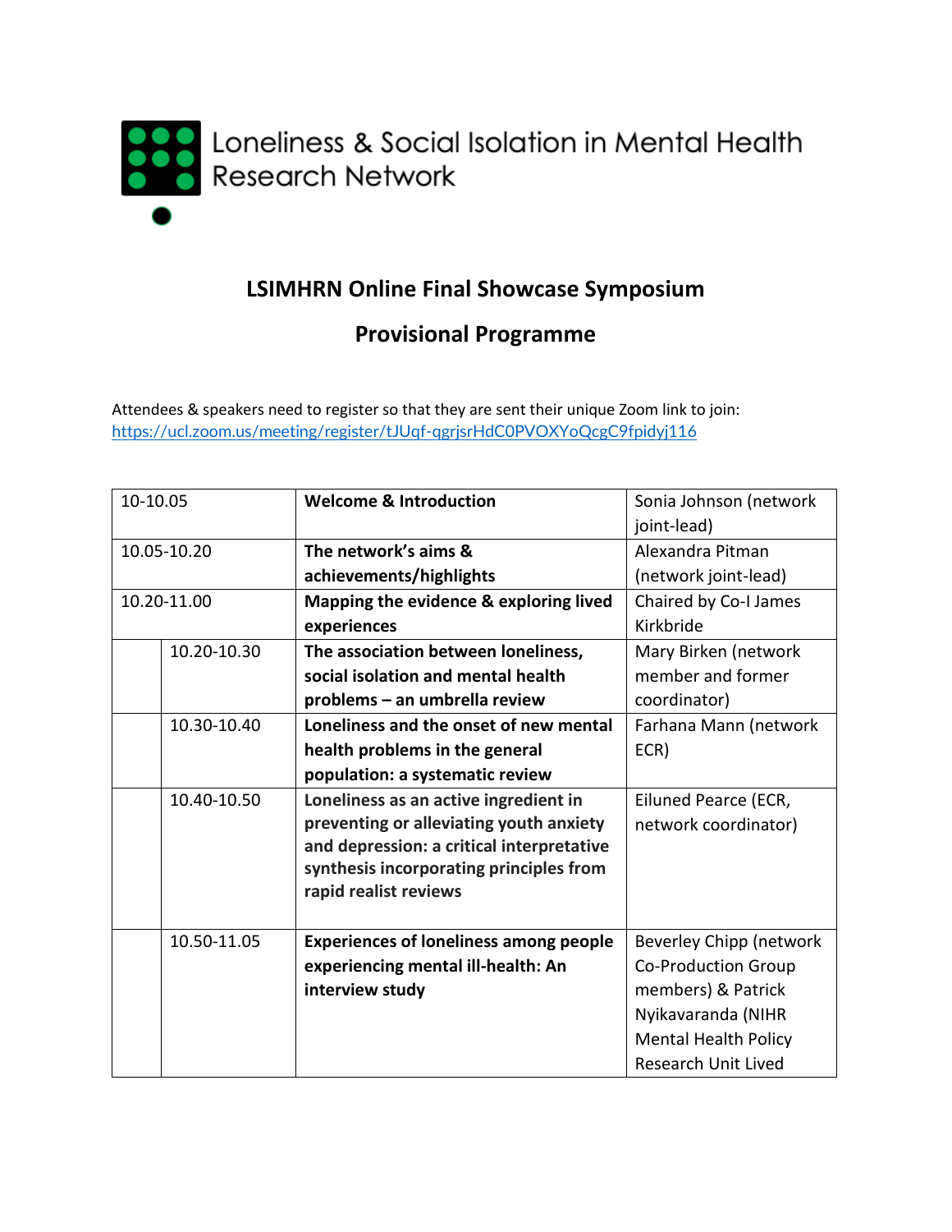Loneliness & Social Isolation in Mental Health Research Network

## LSIMHRN Online Final Showcase Symposium

## Provisional Programme

Attendees & speakers need to register so that they are sent their unique Zoom link to join: https://ucl.zoom.us/meeting/register/tJUqf-qgrjsrHdC0PVOXYoQcgC9fpidyj116

| | | | |
|---|---|---|---|
| 10-10.05 | | **Welcome & Introduction** | Sonia Johnson (network joint-lead) |
| 10.05-10.20 | | **The network's aims & achievements/highlights** | Alexandra Pitman (network joint-lead) |
| 10.20-11.00 | | **Mapping the evidence & exploring lived experiences** | Chaired by Co-I James Kirkbride |
| | 10.20-10.30 | **The association between loneliness, social isolation and mental health problems – an umbrella review** | Mary Birken (network member and former coordinator) |
| | 10.30-10.40 | **Loneliness and the onset of new mental health problems in the general population: a systematic review** | Farhana Mann (network ECR) |
| | 10.40-10.50 | **Loneliness as an active ingredient in preventing or alleviating youth anxiety and depression: a critical interpretative synthesis incorporating principles from rapid realist reviews** | Eiluned Pearce (ECR, network coordinator) |
| | 10.50-11.05 | **Experiences of loneliness among people experiencing mental ill-health: An interview study** | Beverley Chipp (network Co-Production Group members) & Patrick Nyikavaranda (NIHR Mental Health Policy Research Unit Lived |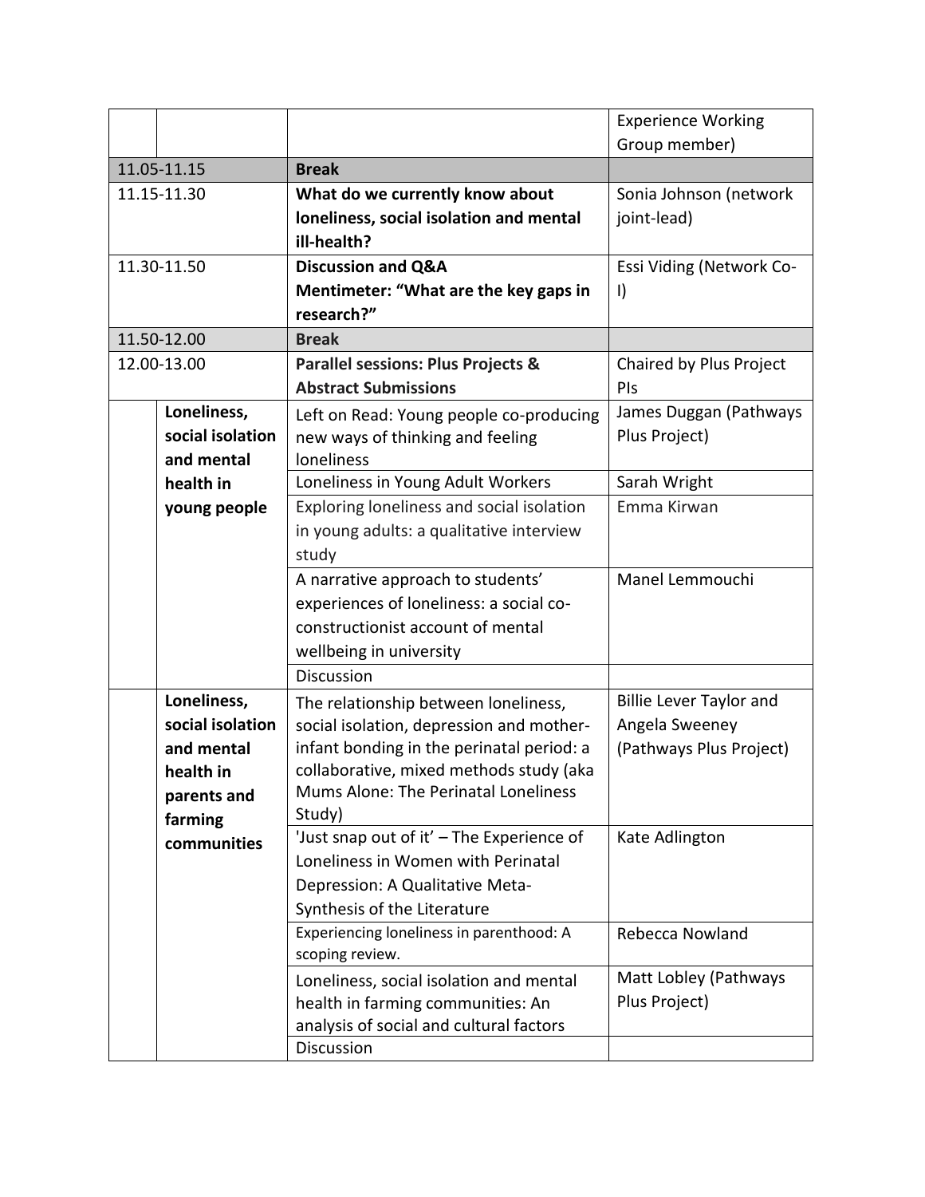| | | | |
|---|---|---|---|
| | | | Experience Working Group member) |
| 11.05-11.15 | | **Break** | |
| 11.15-11.30 | | **What do we currently know about loneliness, social isolation and mental ill-health?** | Sonia Johnson (network joint-lead) |
| 11.30-11.50 | | **Discussion and Q&A**<br>**Mentimeter: "What are the key gaps in research?"** | Essi Viding (Network Co-I) |
| 11.50-12.00 | | **Break** | |
| 12.00-13.00 | | **Parallel sessions: Plus Projects & Abstract Submissions** | Chaired by Plus Project PIs |
| | **Loneliness, social isolation and mental health in young people** | Left on Read: Young people co-producing new ways of thinking and feeling loneliness | James Duggan (Pathways Plus Project) |
| | | Loneliness in Young Adult Workers | Sarah Wright |
| | | Exploring loneliness and social isolation in young adults: a qualitative interview study | Emma Kirwan |
| | | A narrative approach to students' experiences of loneliness: a social co-constructionist account of mental wellbeing in university | Manel Lemmouchi |
| | | Discussion | |
| | **Loneliness, social isolation and mental health in parents and farming communities** | The relationship between loneliness, social isolation, depression and mother-infant bonding in the perinatal period: a collaborative, mixed methods study (aka Mums Alone: The Perinatal Loneliness Study) | Billie Lever Taylor and Angela Sweeney (Pathways Plus Project) |
| | | 'Just snap out of it' – The Experience of Loneliness in Women with Perinatal Depression: A Qualitative Meta-Synthesis of the Literature | Kate Adlington |
| | | Experiencing loneliness in parenthood: A scoping review. | Rebecca Nowland |
| | | Loneliness, social isolation and mental health in farming communities: An analysis of social and cultural factors | Matt Lobley (Pathways Plus Project) |
| | | Discussion | |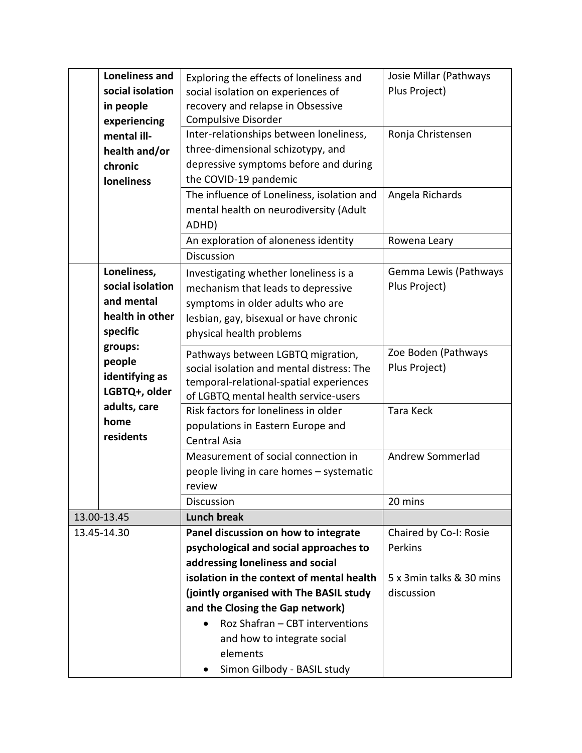|  |  |  |  |
|---|---|---|---|
|  | **Loneliness and social isolation in people experiencing mental ill-health and/or chronic loneliness** | Exploring the effects of loneliness and social isolation on experiences of recovery and relapse in Obsessive Compulsive Disorder | Josie Millar (Pathways Plus Project) |
|  |  | Inter-relationships between loneliness, three-dimensional schizotypy, and depressive symptoms before and during the COVID-19 pandemic | Ronja Christensen |
|  |  | The influence of Loneliness, isolation and mental health on neurodiversity (Adult ADHD) | Angela Richards |
|  |  | An exploration of aloneness identity | Rowena Leary |
|  |  | Discussion |  |
|  | **Loneliness, social isolation and mental health in other specific groups: people identifying as LGBTQ+, older adults, care home residents** | Investigating whether loneliness is a mechanism that leads to depressive symptoms in older adults who are lesbian, gay, bisexual or have chronic physical health problems | Gemma Lewis (Pathways Plus Project) |
|  |  | Pathways between LGBTQ migration, social isolation and mental distress: The temporal-relational-spatial experiences of LGBTQ mental health service-users | Zoe Boden (Pathways Plus Project) |
|  |  | Risk factors for loneliness in older populations in Eastern Europe and Central Asia | Tara Keck |
|  |  | Measurement of social connection in people living in care homes – systematic review | Andrew Sommerlad |
|  |  | Discussion | 20 mins |
| 13.00-13.45 |  | **Lunch break** |  |
| 13.45-14.30 |  | **Panel discussion on how to integrate psychological and social approaches to addressing loneliness and social isolation in the context of mental health (jointly organised with The BASIL study and the Closing the Gap network)**<br>• Roz Shafran – CBT interventions and how to integrate social elements<br>• Simon Gilbody - BASIL study | Chaired by Co-I: Rosie Perkins<br><br>5 x 3min talks & 30 mins discussion |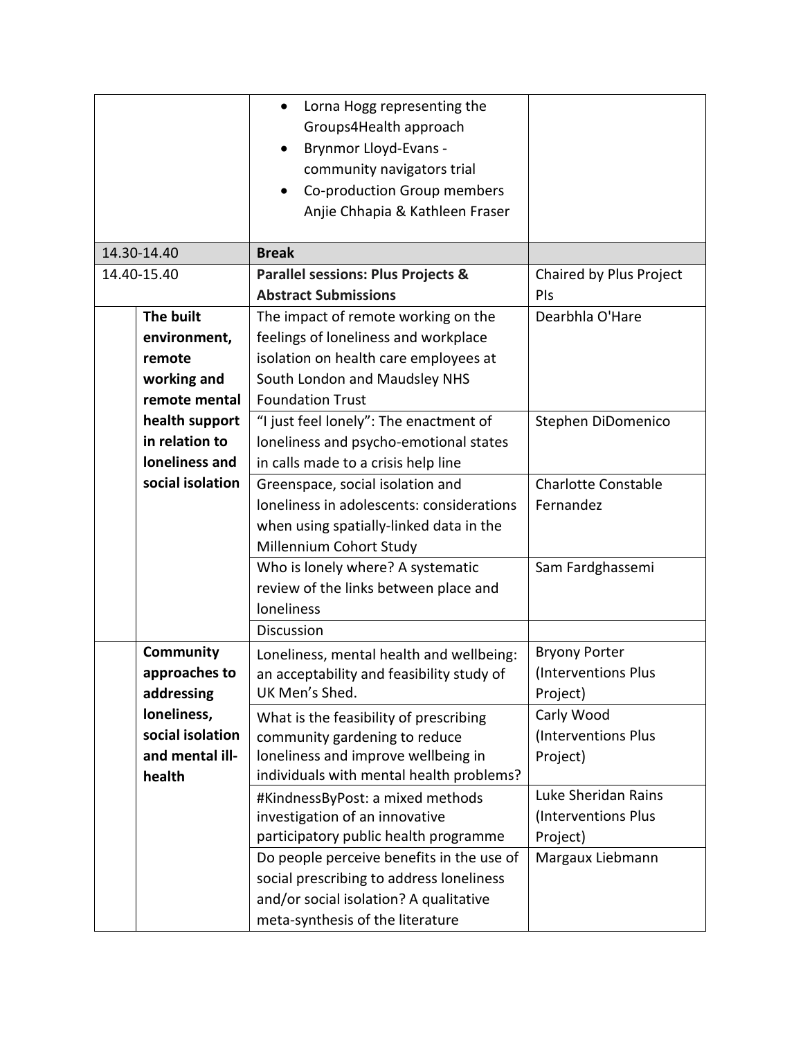| | | | |
|---|---|---|---|
| | | • Lorna Hogg representing the Groups4Health approach<br>• Brynmor Lloyd-Evans - community navigators trial<br>• Co-production Group members Anjie Chhapia & Kathleen Fraser | |
| 14.30-14.40 | | **Break** | |
| 14.40-15.40 | | **Parallel sessions: Plus Projects & Abstract Submissions** | Chaired by Plus Project PIs |
| | **The built environment, remote working and remote mental health support in relation to loneliness and social isolation** | The impact of remote working on the feelings of loneliness and workplace isolation on health care employees at South London and Maudsley NHS Foundation Trust | Dearbhla O'Hare |
| | | "I just feel lonely": The enactment of loneliness and psycho-emotional states in calls made to a crisis help line | Stephen DiDomenico |
| | | Greenspace, social isolation and loneliness in adolescents: considerations when using spatially-linked data in the Millennium Cohort Study | Charlotte Constable Fernandez |
| | | Who is lonely where? A systematic review of the links between place and loneliness | Sam Fardghassemi |
| | | Discussion | |
| | **Community approaches to addressing loneliness, social isolation and mental ill-health** | Loneliness, mental health and wellbeing: an acceptability and feasibility study of UK Men's Shed. | Bryony Porter (Interventions Plus Project) |
| | | What is the feasibility of prescribing community gardening to reduce loneliness and improve wellbeing in individuals with mental health problems? | Carly Wood (Interventions Plus Project) |
| | | #KindnessByPost: a mixed methods investigation of an innovative participatory public health programme | Luke Sheridan Rains (Interventions Plus Project) |
| | | Do people perceive benefits in the use of social prescribing to address loneliness and/or social isolation? A qualitative meta-synthesis of the literature | Margaux Liebmann |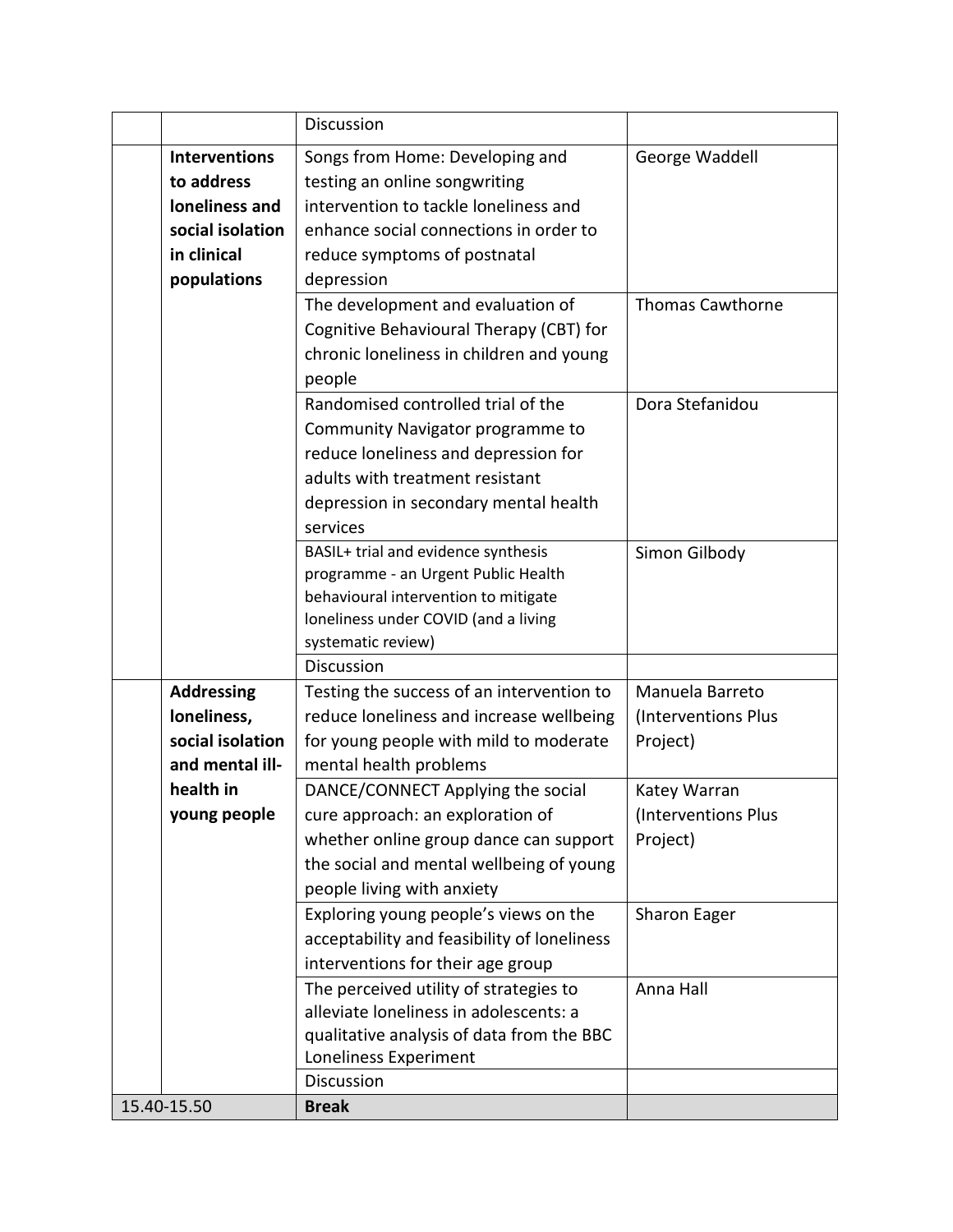| | | | |
|---|---|---|---|
| | | Discussion | |
| | **Interventions to address loneliness and social isolation in clinical populations** | Songs from Home: Developing and testing an online songwriting intervention to tackle loneliness and enhance social connections in order to reduce symptoms of postnatal depression | George Waddell |
| | | The development and evaluation of Cognitive Behavioural Therapy (CBT) for chronic loneliness in children and young people | Thomas Cawthorne |
| | | Randomised controlled trial of the Community Navigator programme to reduce loneliness and depression for adults with treatment resistant depression in secondary mental health services | Dora Stefanidou |
| | | BASIL+ trial and evidence synthesis programme - an Urgent Public Health behavioural intervention to mitigate loneliness under COVID (and a living systematic review) | Simon Gilbody |
| | | Discussion | |
| | **Addressing loneliness, social isolation and mental ill-health in young people** | Testing the success of an intervention to reduce loneliness and increase wellbeing for young people with mild to moderate mental health problems | Manuela Barreto (Interventions Plus Project) |
| | | DANCE/CONNECT Applying the social cure approach: an exploration of whether online group dance can support the social and mental wellbeing of young people living with anxiety | Katey Warran (Interventions Plus Project) |
| | | Exploring young people's views on the acceptability and feasibility of loneliness interventions for their age group | Sharon Eager |
| | | The perceived utility of strategies to alleviate loneliness in adolescents: a qualitative analysis of data from the BBC Loneliness Experiment | Anna Hall |
| | | Discussion | |
| 15.40-15.50 | | **Break** | |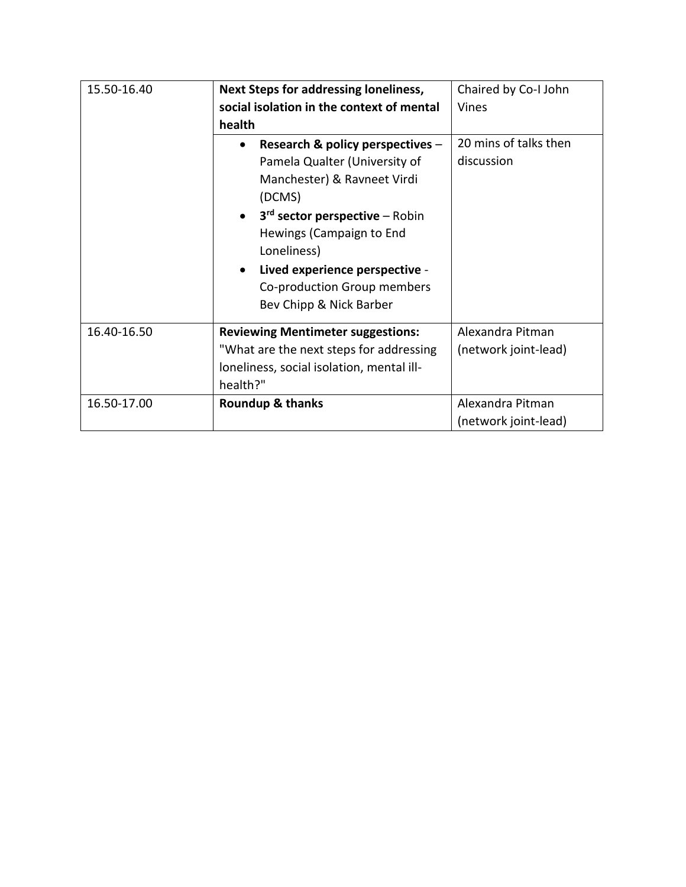| | | |
|---|---|---|
| 15.50-16.40 | **Next Steps for addressing loneliness, social isolation in the context of mental health** | Chaired by Co-I John Vines |
| | • **Research & policy perspectives** – Pamela Qualter (University of Manchester) & Ravneet Virdi (DCMS)<br>• **3rd sector perspective** – Robin Hewings (Campaign to End Loneliness)<br>• **Lived experience perspective** - Co-production Group members Bev Chipp & Nick Barber | 20 mins of talks then discussion |
| 16.40-16.50 | **Reviewing Mentimeter suggestions:** "What are the next steps for addressing loneliness, social isolation, mental ill-health?" | Alexandra Pitman (network joint-lead) |
| 16.50-17.00 | **Roundup & thanks** | Alexandra Pitman (network joint-lead) |